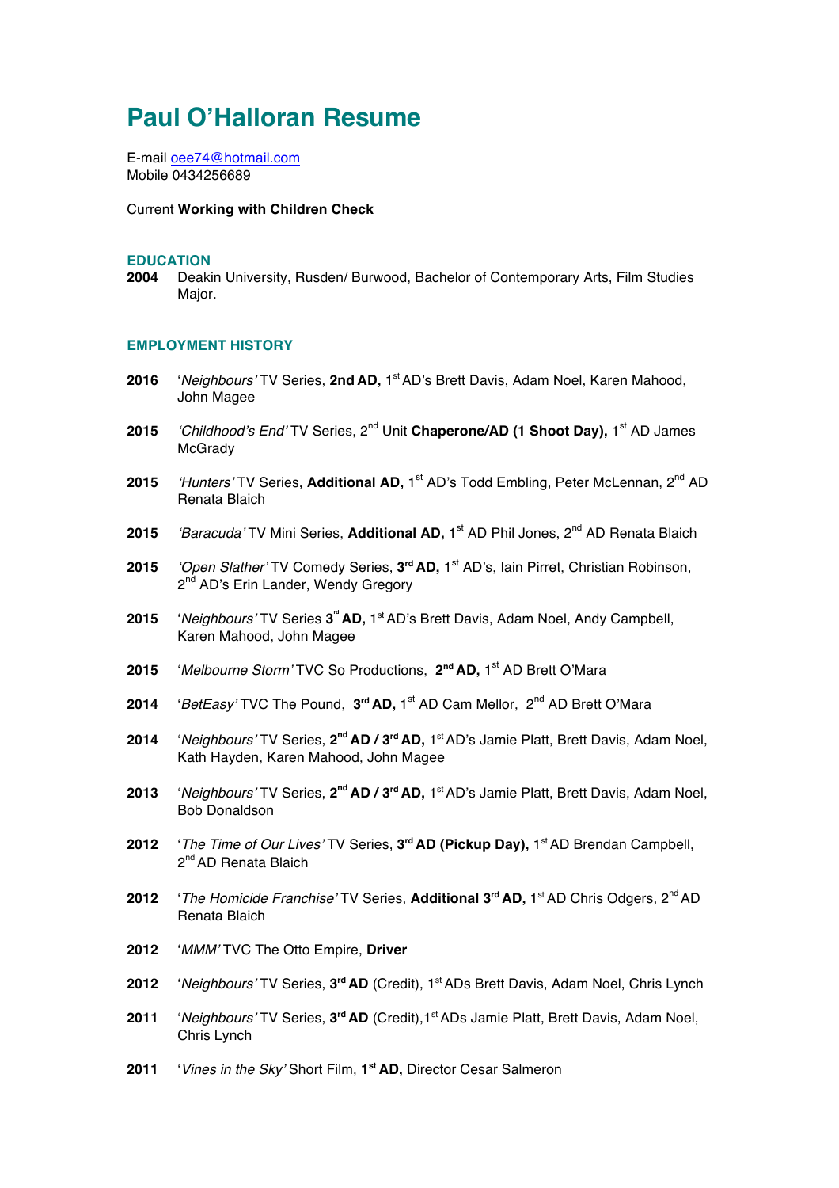# Paul O'Halloran Resume

E-mail oee74@hotmail.com
Mobile 0434256689

Current **Working with Children Check**

## EDUCATION

**2004** Deakin University, Rusden/ Burwood, Bachelor of Contemporary Arts, Film Studies Major.

## EMPLOYMENT HISTORY

**2016** '*Neighbours'* TV Series, **2nd AD,** 1st AD's Brett Davis, Adam Noel, Karen Mahood, John Magee

**2015** *'Childhood's End'* TV Series, 2nd Unit **Chaperone/AD (1 Shoot Day),** 1st AD James McGrady

**2015** *'Hunters'* TV Series, **Additional AD,** 1st AD's Todd Embling, Peter McLennan, 2nd AD Renata Blaich

**2015** *'Baracuda'* TV Mini Series, **Additional AD,** 1st AD Phil Jones, 2nd AD Renata Blaich

**2015** *'Open Slather'* TV Comedy Series, **3rd AD,** 1st AD's, Iain Pirret, Christian Robinson, 2nd AD's Erin Lander, Wendy Gregory

**2015** '*Neighbours'* TV Series **3rd AD,** 1st AD's Brett Davis, Adam Noel, Andy Campbell, Karen Mahood, John Magee

**2015** '*Melbourne Storm'* TVC So Productions, **2nd AD,** 1st AD Brett O'Mara

**2014** '*BetEasy'* TVC The Pound, **3rd AD,** 1st AD Cam Mellor, 2nd AD Brett O'Mara

**2014** '*Neighbours'* TV Series, **2nd AD / 3rd AD,** 1st AD's Jamie Platt, Brett Davis, Adam Noel, Kath Hayden, Karen Mahood, John Magee

**2013** '*Neighbours'* TV Series, **2nd AD / 3rd AD,** 1st AD's Jamie Platt, Brett Davis, Adam Noel, Bob Donaldson

**2012** '*The Time of Our Lives'* TV Series, **3rd AD (Pickup Day),** 1st AD Brendan Campbell, 2nd AD Renata Blaich

**2012** '*The Homicide Franchise'* TV Series, **Additional 3rd AD,** 1st AD Chris Odgers, 2nd AD Renata Blaich

**2012** '*MMM'* TVC The Otto Empire, **Driver**

**2012** '*Neighbours'* TV Series, **3rd AD** (Credit), 1st ADs Brett Davis, Adam Noel, Chris Lynch

**2011** '*Neighbours'* TV Series, **3rd AD** (Credit), 1st ADs Jamie Platt, Brett Davis, Adam Noel, Chris Lynch

**2011** '*Vines in the Sky'* Short Film, **1st AD,** Director Cesar Salmeron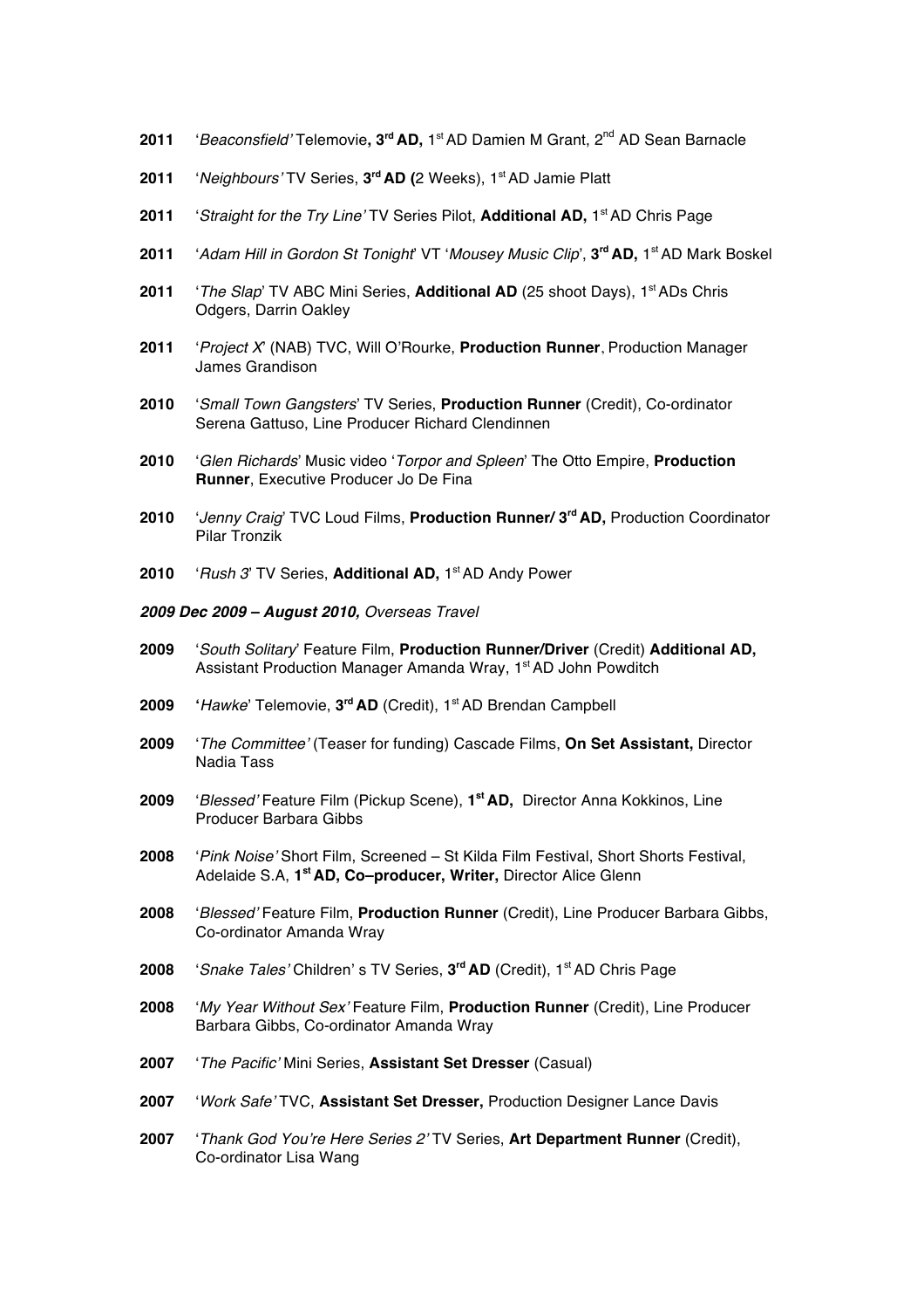**2011** '*Beaconsfield'* Telemovie**, 3rd AD,** 1st AD Damien M Grant, 2nd AD Sean Barnacle

**2011** '*Neighbours'* TV Series, **3rd AD (**2 Weeks), 1st AD Jamie Platt

**2011** '*Straight for the Try Line'* TV Series Pilot, **Additional AD,** 1st AD Chris Page

**2011** '*Adam Hill in Gordon St Tonight*' VT '*Mousey Music Clip*', **3rd AD,** 1st AD Mark Boskel

**2011** '*The Slap*' TV ABC Mini Series, **Additional AD** (25 shoot Days), 1st ADs Chris Odgers, Darrin Oakley

**2011** '*Project X*' (NAB) TVC, Will O'Rourke, **Production Runner**, Production Manager James Grandison

**2010** '*Small Town Gangsters*' TV Series, **Production Runner** (Credit), Co-ordinator Serena Gattuso, Line Producer Richard Clendinnen

**2010** '*Glen Richards*' Music video '*Torpor and Spleen*' The Otto Empire, **Production Runner**, Executive Producer Jo De Fina

**2010** '*Jenny Craig*' TVC Loud Films, **Production Runner/ 3rd AD,** Production Coordinator Pilar Tronzik

**2010** '*Rush 3*' TV Series, **Additional AD,** 1st AD Andy Power

***2009 Dec 2009 – August 2010,*** *Overseas Travel*

**2009** '*South Solitary*' Feature Film, **Production Runner/Driver** (Credit) **Additional AD,** Assistant Production Manager Amanda Wray, 1st AD John Powditch

**2009** **'***Hawke*' Telemovie, **3rd AD** (Credit), 1st AD Brendan Campbell

**2009** '*The Committee'* (Teaser for funding) Cascade Films, **On Set Assistant,** Director Nadia Tass

**2009** '*Blessed'* Feature Film (Pickup Scene), **1st AD,** Director Anna Kokkinos, Line Producer Barbara Gibbs

**2008** '*Pink Noise'* Short Film, Screened – St Kilda Film Festival, Short Shorts Festival, Adelaide S.A, **1st AD, Co–producer, Writer,** Director Alice Glenn

**2008** '*Blessed'* Feature Film, **Production Runner** (Credit), Line Producer Barbara Gibbs, Co-ordinator Amanda Wray

**2008** '*Snake Tales'* Children' s TV Series, **3rd AD** (Credit), 1st AD Chris Page

**2008** '*My Year Without Sex'* Feature Film, **Production Runner** (Credit), Line Producer Barbara Gibbs, Co-ordinator Amanda Wray

**2007** '*The Pacific'* Mini Series, **Assistant Set Dresser** (Casual)

**2007** '*Work Safe'* TVC, **Assistant Set Dresser,** Production Designer Lance Davis

**2007** '*Thank God You're Here Series 2'* TV Series, **Art Department Runner** (Credit), Co-ordinator Lisa Wang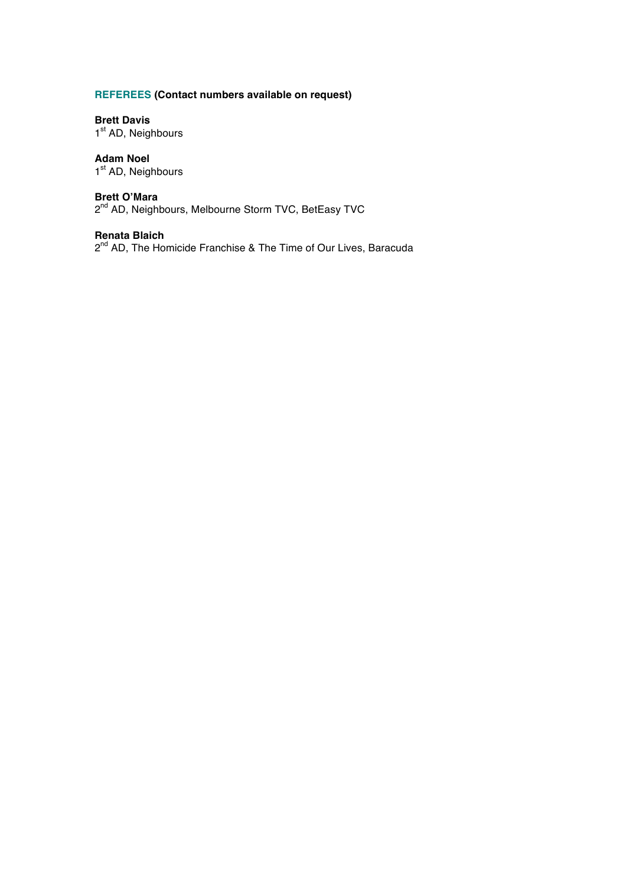**REFEREES (Contact numbers available on request)**

**Brett Davis**
1st AD, Neighbours

**Adam Noel**
1st AD, Neighbours

**Brett O'Mara**
2nd AD, Neighbours, Melbourne Storm TVC, BetEasy TVC

**Renata Blaich**
2nd AD, The Homicide Franchise & The Time of Our Lives, Baracuda